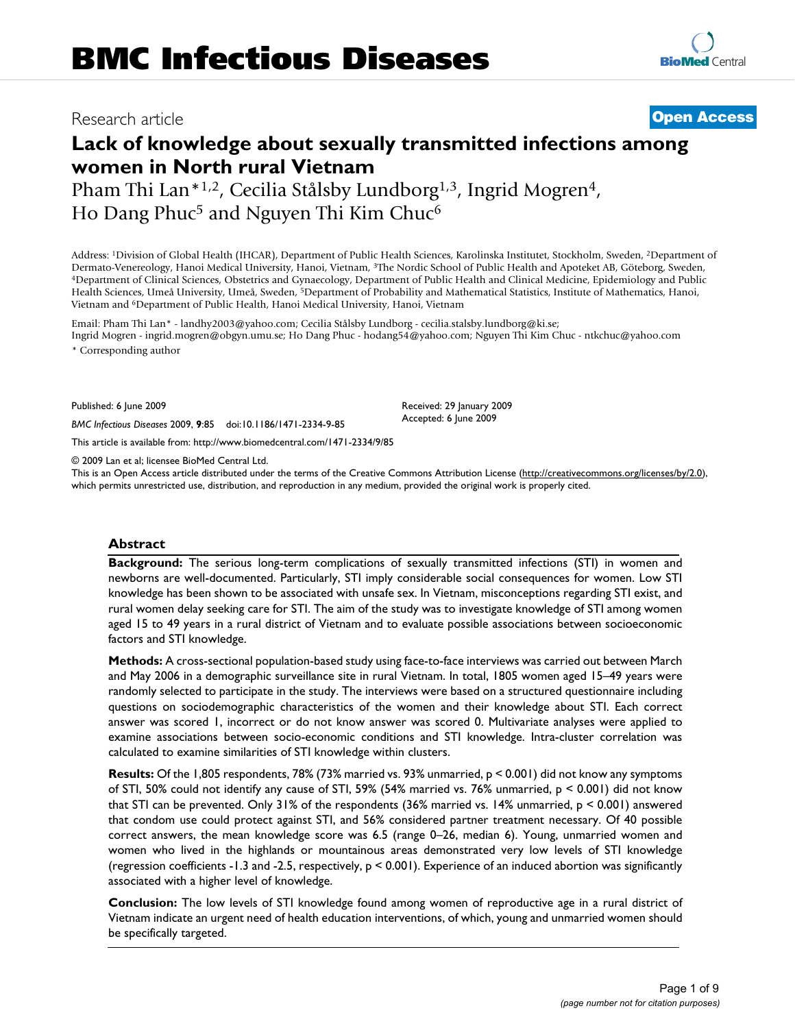# BMC Infectious Diseases

Research article

**Open Access**

## Lack of knowledge about sexually transmitted infections among women in North rural Vietnam

Pham Thi Lan*[1,2], Cecilia Stålsby Lundborg[1,3], Ingrid Mogren[4], Ho Dang Phuc[5] and Nguyen Thi Kim Chuc[6]

Address: [1]Division of Global Health (IHCAR), Department of Public Health Sciences, Karolinska Institutet, Stockholm, Sweden, [2]Department of Dermato-Venereology, Hanoi Medical University, Hanoi, Vietnam, [3]The Nordic School of Public Health and Apoteket AB, Göteborg, Sweden, [4]Department of Clinical Sciences, Obstetrics and Gynaecology, Department of Public Health and Clinical Medicine, Epidemiology and Public Health Sciences, Umeå University, Umeå, Sweden, [5]Department of Probability and Mathematical Statistics, Institute of Mathematics, Hanoi, Vietnam and [6]Department of Public Health, Hanoi Medical University, Hanoi, Vietnam

Email: Pham Thi Lan* - landhy2003@yahoo.com; Cecilia Stålsby Lundborg - cecilia.stalsby.lundborg@ki.se; Ingrid Mogren - ingrid.mogren@obgyn.umu.se; Ho Dang Phuc - hodang54@yahoo.com; Nguyen Thi Kim Chuc - ntkchuc@yahoo.com

\* Corresponding author

Published: 6 June 2009

Received: 29 January 2009

Accepted: 6 June 2009

*BMC Infectious Diseases* 2009, **9**:85 doi:10.1186/1471-2334-9-85

This article is available from: http://www.biomedcentral.com/1471-2334/9/85

© 2009 Lan et al; licensee BioMed Central Ltd.

This is an Open Access article distributed under the terms of the Creative Commons Attribution License (http://creativecommons.org/licenses/by/2.0), which permits unrestricted use, distribution, and reproduction in any medium, provided the original work is properly cited.

### Abstract

**Background:** The serious long-term complications of sexually transmitted infections (STI) in women and newborns are well-documented. Particularly, STI imply considerable social consequences for women. Low STI knowledge has been shown to be associated with unsafe sex. In Vietnam, misconceptions regarding STI exist, and rural women delay seeking care for STI. The aim of the study was to investigate knowledge of STI among women aged 15 to 49 years in a rural district of Vietnam and to evaluate possible associations between socioeconomic factors and STI knowledge.

**Methods:** A cross-sectional population-based study using face-to-face interviews was carried out between March and May 2006 in a demographic surveillance site in rural Vietnam. In total, 1805 women aged 15–49 years were randomly selected to participate in the study. The interviews were based on a structured questionnaire including questions on sociodemographic characteristics of the women and their knowledge about STI. Each correct answer was scored 1, incorrect or do not know answer was scored 0. Multivariate analyses were applied to examine associations between socio-economic conditions and STI knowledge. Intra-cluster correlation was calculated to examine similarities of STI knowledge within clusters.

**Results:** Of the 1,805 respondents, 78% (73% married vs. 93% unmarried, $p < 0.001$) did not know any symptoms of STI, 50% could not identify any cause of STI, 59% (54% married vs. 76% unmarried, $p < 0.001$) did not know that STI can be prevented. Only 31% of the respondents (36% married vs. 14% unmarried, $p < 0.001$) answered that condom use could protect against STI, and 56% considered partner treatment necessary. Of 40 possible correct answers, the mean knowledge score was 6.5 (range 0–26, median 6). Young, unmarried women and women who lived in the highlands or mountainous areas demonstrated very low levels of STI knowledge (regression coefficients -1.3 and -2.5, respectively, $p < 0.001$). Experience of an induced abortion was significantly associated with a higher level of knowledge.

**Conclusion:** The low levels of STI knowledge found among women of reproductive age in a rural district of Vietnam indicate an urgent need of health education interventions, of which, young and unmarried women should be specifically targeted.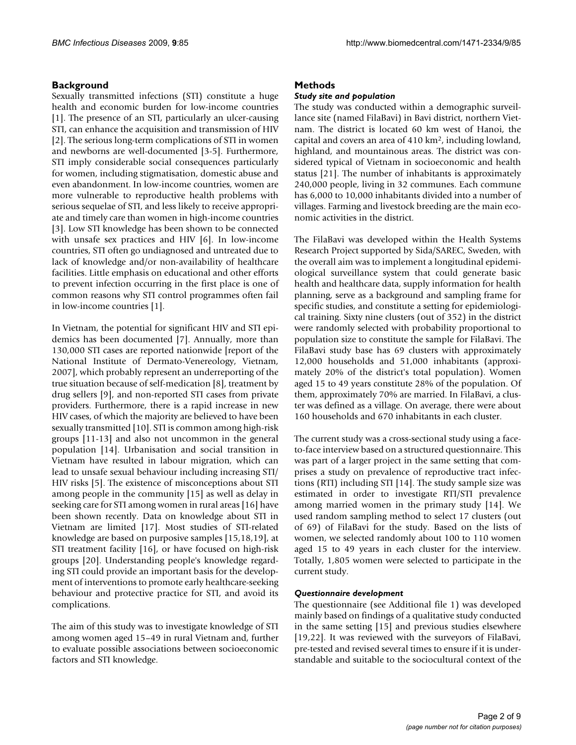## Background

Sexually transmitted infections (STI) constitute a huge health and economic burden for low-income countries [1]. The presence of an STI, particularly an ulcer-causing STI, can enhance the acquisition and transmission of HIV [2]. The serious long-term complications of STI in women and newborns are well-documented [3-5]. Furthermore, STI imply considerable social consequences particularly for women, including stigmatisation, domestic abuse and even abandonment. In low-income countries, women are more vulnerable to reproductive health problems with serious sequelae of STI, and less likely to receive appropriate and timely care than women in high-income countries [3]. Low STI knowledge has been shown to be connected with unsafe sex practices and HIV [6]. In low-income countries, STI often go undiagnosed and untreated due to lack of knowledge and/or non-availability of healthcare facilities. Little emphasis on educational and other efforts to prevent infection occurring in the first place is one of common reasons why STI control programmes often fail in low-income countries [1].

In Vietnam, the potential for significant HIV and STI epidemics has been documented [7]. Annually, more than 130,000 STI cases are reported nationwide [report of the National Institute of Dermato-Venereology, Vietnam, 2007], which probably represent an underreporting of the true situation because of self-medication [8], treatment by drug sellers [9], and non-reported STI cases from private providers. Furthermore, there is a rapid increase in new HIV cases, of which the majority are believed to have been sexually transmitted [10]. STI is common among high-risk groups [11-13] and also not uncommon in the general population [14]. Urbanisation and social transition in Vietnam have resulted in labour migration, which can lead to unsafe sexual behaviour including increasing STI/HIV risks [5]. The existence of misconceptions about STI among people in the community [15] as well as delay in seeking care for STI among women in rural areas [16] have been shown recently. Data on knowledge about STI in Vietnam are limited [17]. Most studies of STI-related knowledge are based on purposive samples [15,18,19], at STI treatment facility [16], or have focused on high-risk groups [20]. Understanding people's knowledge regarding STI could provide an important basis for the development of interventions to promote early healthcare-seeking behaviour and protective practice for STI, and avoid its complications.

The aim of this study was to investigate knowledge of STI among women aged 15–49 in rural Vietnam and, further to evaluate possible associations between socioeconomic factors and STI knowledge.

## Methods

### *Study site and population*

The study was conducted within a demographic surveillance site (named FilaBavi) in Bavi district, northern Vietnam. The district is located 60 km west of Hanoi, the capital and covers an area of 410 km$^2$, including lowland, highland, and mountainous areas. The district was considered typical of Vietnam in socioeconomic and health status [21]. The number of inhabitants is approximately 240,000 people, living in 32 communes. Each commune has 6,000 to 10,000 inhabitants divided into a number of villages. Farming and livestock breeding are the main economic activities in the district.

The FilaBavi was developed within the Health Systems Research Project supported by Sida/SAREC, Sweden, with the overall aim was to implement a longitudinal epidemiological surveillance system that could generate basic health and healthcare data, supply information for health planning, serve as a background and sampling frame for specific studies, and constitute a setting for epidemiological training. Sixty nine clusters (out of 352) in the district were randomly selected with probability proportional to population size to constitute the sample for FilaBavi. The FilaBavi study base has 69 clusters with approximately 12,000 households and 51,000 inhabitants (approximately 20% of the district's total population). Women aged 15 to 49 years constitute 28% of the population. Of them, approximately 70% are married. In FilaBavi, a cluster was defined as a village. On average, there were about 160 households and 670 inhabitants in each cluster.

The current study was a cross-sectional study using a face-to-face interview based on a structured questionnaire. This was part of a larger project in the same setting that comprises a study on prevalence of reproductive tract infections (RTI) including STI [14]. The study sample size was estimated in order to investigate RTI/STI prevalence among married women in the primary study [14]. We used random sampling method to select 17 clusters (out of 69) of FilaBavi for the study. Based on the lists of women, we selected randomly about 100 to 110 women aged 15 to 49 years in each cluster for the interview. Totally, 1,805 women were selected to participate in the current study.

### *Questionnaire development*

The questionnaire (see Additional file 1) was developed mainly based on findings of a qualitative study conducted in the same setting [15] and previous studies elsewhere [19,22]. It was reviewed with the surveyors of FilaBavi, pre-tested and revised several times to ensure if it is understandable and suitable to the sociocultural context of the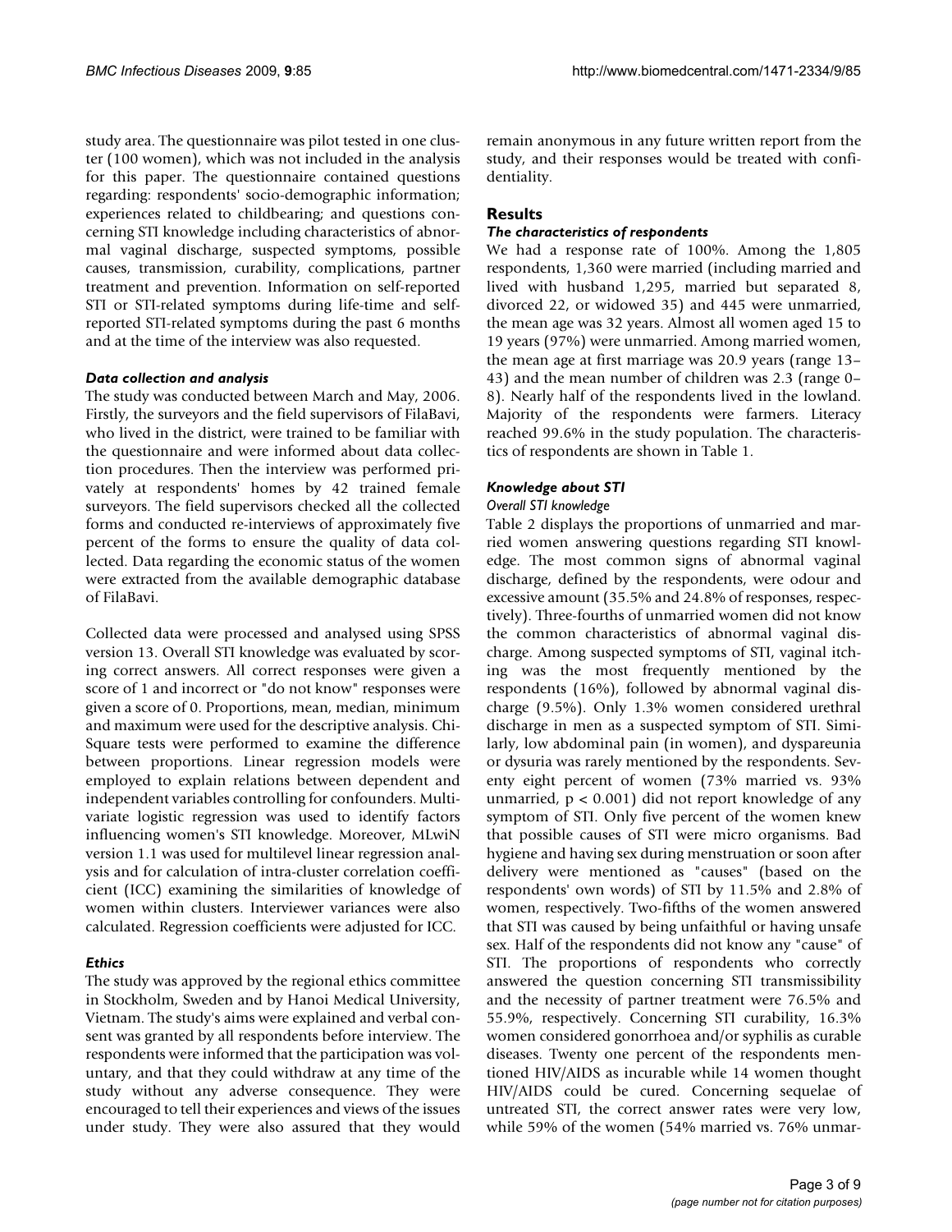study area. The questionnaire was pilot tested in one cluster (100 women), which was not included in the analysis for this paper. The questionnaire contained questions regarding: respondents' socio-demographic information; experiences related to childbearing; and questions concerning STI knowledge including characteristics of abnormal vaginal discharge, suspected symptoms, possible causes, transmission, curability, complications, partner treatment and prevention. Information on self-reported STI or STI-related symptoms during life-time and self-reported STI-related symptoms during the past 6 months and at the time of the interview was also requested.

### *Data collection and analysis*

The study was conducted between March and May, 2006. Firstly, the surveyors and the field supervisors of FilaBavi, who lived in the district, were trained to be familiar with the questionnaire and were informed about data collection procedures. Then the interview was performed privately at respondents' homes by 42 trained female surveyors. The field supervisors checked all the collected forms and conducted re-interviews of approximately five percent of the forms to ensure the quality of data collected. Data regarding the economic status of the women were extracted from the available demographic database of FilaBavi.

Collected data were processed and analysed using SPSS version 13. Overall STI knowledge was evaluated by scoring correct answers. All correct responses were given a score of 1 and incorrect or "do not know" responses were given a score of 0. Proportions, mean, median, minimum and maximum were used for the descriptive analysis. Chi-Square tests were performed to examine the difference between proportions. Linear regression models were employed to explain relations between dependent and independent variables controlling for confounders. Multivariate logistic regression was used to identify factors influencing women's STI knowledge. Moreover, MLwiN version 1.1 was used for multilevel linear regression analysis and for calculation of intra-cluster correlation coefficient (ICC) examining the similarities of knowledge of women within clusters. Interviewer variances were also calculated. Regression coefficients were adjusted for ICC.

### *Ethics*

The study was approved by the regional ethics committee in Stockholm, Sweden and by Hanoi Medical University, Vietnam. The study's aims were explained and verbal consent was granted by all respondents before interview. The respondents were informed that the participation was voluntary, and that they could withdraw at any time of the study without any adverse consequence. They were encouraged to tell their experiences and views of the issues under study. They were also assured that they would remain anonymous in any future written report from the study, and their responses would be treated with confidentiality.

## Results

### *The characteristics of respondents*

We had a response rate of 100%. Among the 1,805 respondents, 1,360 were married (including married and lived with husband 1,295, married but separated 8, divorced 22, or widowed 35) and 445 were unmarried, the mean age was 32 years. Almost all women aged 15 to 19 years (97%) were unmarried. Among married women, the mean age at first marriage was 20.9 years (range 13–43) and the mean number of children was 2.3 (range 0–8). Nearly half of the respondents lived in the lowland. Majority of the respondents were farmers. Literacy reached 99.6% in the study population. The characteristics of respondents are shown in Table 1.

### *Knowledge about STI*

#### *Overall STI knowledge*

Table 2 displays the proportions of unmarried and married women answering questions regarding STI knowledge. The most common signs of abnormal vaginal discharge, defined by the respondents, were odour and excessive amount (35.5% and 24.8% of responses, respectively). Three-fourths of unmarried women did not know the common characteristics of abnormal vaginal discharge. Among suspected symptoms of STI, vaginal itching was the most frequently mentioned by the respondents (16%), followed by abnormal vaginal discharge (9.5%). Only 1.3% women considered urethral discharge in men as a suspected symptom of STI. Similarly, low abdominal pain (in women), and dyspareunia or dysuria was rarely mentioned by the respondents. Seventy eight percent of women (73% married vs. 93% unmarried, $p < 0.001$) did not report knowledge of any symptom of STI. Only five percent of the women knew that possible causes of STI were micro organisms. Bad hygiene and having sex during menstruation or soon after delivery were mentioned as "causes" (based on the respondents' own words) of STI by 11.5% and 2.8% of women, respectively. Two-fifths of the women answered that STI was caused by being unfaithful or having unsafe sex. Half of the respondents did not know any "cause" of STI. The proportions of respondents who correctly answered the question concerning STI transmissibility and the necessity of partner treatment were 76.5% and 55.9%, respectively. Concerning STI curability, 16.3% women considered gonorrhoea and/or syphilis as curable diseases. Twenty one percent of the respondents mentioned HIV/AIDS as incurable while 14 women thought HIV/AIDS could be cured. Concerning sequelae of untreated STI, the correct answer rates were very low, while 59% of the women (54% married vs. 76% unmar-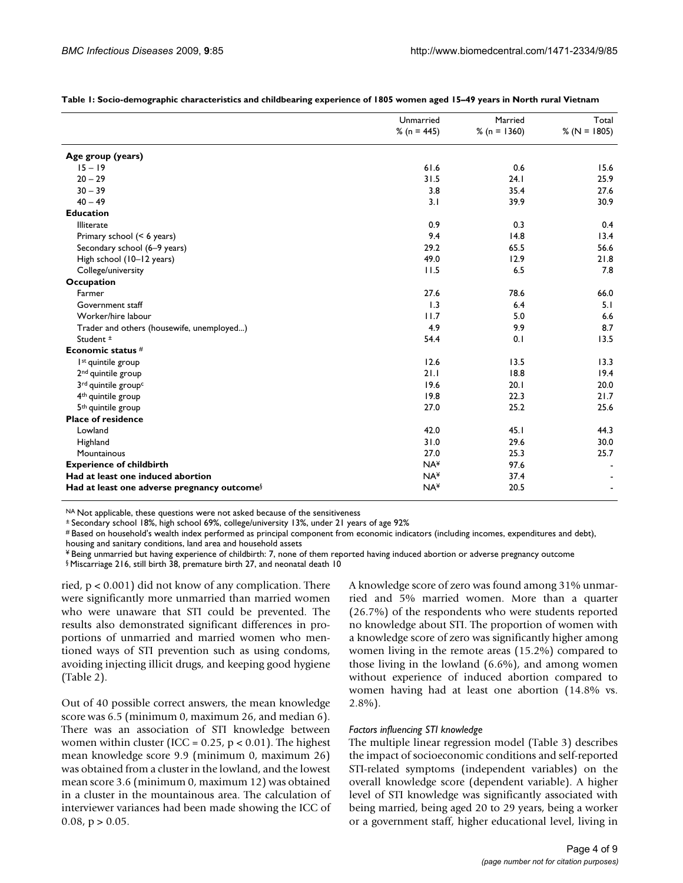**Table 1: Socio-demographic characteristics and childbearing experience of 1805 women aged 15–49 years in North rural Vietnam**

| | Unmarried % (n = 445) | Married % (n = 1360) | Total % (N = 1805) |
|---|---|---|---|
| **Age group (years)** | | | |
| 15 – 19 | 61.6 | 0.6 | 15.6 |
| 20 – 29 | 31.5 | 24.1 | 25.9 |
| 30 – 39 | 3.8 | 35.4 | 27.6 |
| 40 – 49 | 3.1 | 39.9 | 30.9 |
| **Education** | | | |
| Illiterate | 0.9 | 0.3 | 0.4 |
| Primary school (< 6 years) | 9.4 | 14.8 | 13.4 |
| Secondary school (6–9 years) | 29.2 | 65.5 | 56.6 |
| High school (10–12 years) | 49.0 | 12.9 | 21.8 |
| College/university | 11.5 | 6.5 | 7.8 |
| **Occupation** | | | |
| Farmer | 27.6 | 78.6 | 66.0 |
| Government staff | 1.3 | 6.4 | 5.1 |
| Worker/hire labour | 11.7 | 5.0 | 6.6 |
| Trader and others (housewife, unemployed...) | 4.9 | 9.9 | 8.7 |
| Student ± | 54.4 | 0.1 | 13.5 |
| **Economic status #** | | | |
| 1st quintile group | 12.6 | 13.5 | 13.3 |
| 2nd quintile group | 21.1 | 18.8 | 19.4 |
| 3rd quintile group[c] | 19.6 | 20.1 | 20.0 |
| 4th quintile group | 19.8 | 22.3 | 21.7 |
| 5th quintile group | 27.0 | 25.2 | 25.6 |
| **Place of residence** | | | |
| Lowland | 42.0 | 45.1 | 44.3 |
| Highland | 31.0 | 29.6 | 30.0 |
| Mountainous | 27.0 | 25.3 | 25.7 |
| **Experience of childbirth** | NA¥ | 97.6 | - |
| **Had at least one induced abortion** | NA¥ | 37.4 | - |
| **Had at least one adverse pregnancy outcome§** | NA¥ | 20.5 | - |

NA Not applicable, these questions were not asked because of the sensitiveness

± Secondary school 18%, high school 69%, college/university 13%, under 21 years of age 92%

# Based on household's wealth index performed as principal component from economic indicators (including incomes, expenditures and debt), housing and sanitary conditions, land area and household assets

¥ Being unmarried but having experience of childbirth: 7, none of them reported having induced abortion or adverse pregnancy outcome

§ Miscarriage 216, still birth 38, premature birth 27, and neonatal death 10

ried, $p < 0.001$) did not know of any complication. There were significantly more unmarried than married women who were unaware that STI could be prevented. The results also demonstrated significant differences in proportions of unmarried and married women who mentioned ways of STI prevention such as using condoms, avoiding injecting illicit drugs, and keeping good hygiene (Table 2).

Out of 40 possible correct answers, the mean knowledge score was 6.5 (minimum 0, maximum 26, and median 6). There was an association of STI knowledge between women within cluster (ICC = 0.25, $p < 0.01$). The highest mean knowledge score 9.9 (minimum 0, maximum 26) was obtained from a cluster in the lowland, and the lowest mean score 3.6 (minimum 0, maximum 12) was obtained in a cluster in the mountainous area. The calculation of interviewer variances had been made showing the ICC of 0.08, $p > 0.05$.

A knowledge score of zero was found among 31% unmarried and 5% married women. More than a quarter (26.7%) of the respondents who were students reported no knowledge about STI. The proportion of women with a knowledge score of zero was significantly higher among women living in the remote areas (15.2%) compared to those living in the lowland (6.6%), and among women without experience of induced abortion compared to women having had at least one abortion (14.8% vs. 2.8%).

*Factors influencing STI knowledge*

The multiple linear regression model (Table 3) describes the impact of socioeconomic conditions and self-reported STI-related symptoms (independent variables) on the overall knowledge score (dependent variable). A higher level of STI knowledge was significantly associated with being married, being aged 20 to 29 years, being a worker or a government staff, higher educational level, living in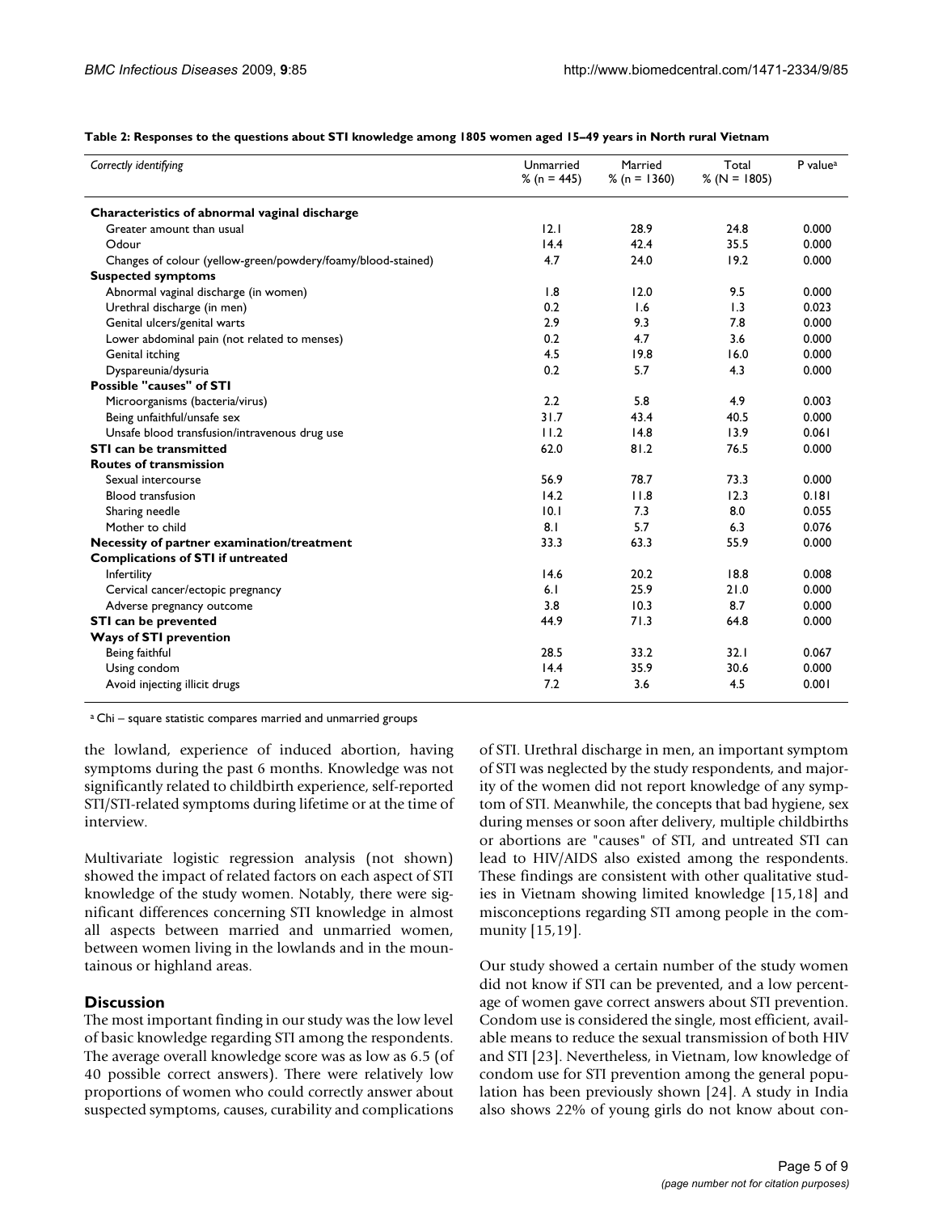**Table 2: Responses to the questions about STI knowledge among 1805 women aged 15–49 years in North rural Vietnam**

| *Correctly identifying* | Unmarried % (n = 445) | Married % (n = 1360) | Total % (N = 1805) | P value[a] |
|---|---|---|---|---|
| **Characteristics of abnormal vaginal discharge** | | | | |
| Greater amount than usual | 12.1 | 28.9 | 24.8 | 0.000 |
| Odour | 14.4 | 42.4 | 35.5 | 0.000 |
| Changes of colour (yellow-green/powdery/foamy/blood-stained) | 4.7 | 24.0 | 19.2 | 0.000 |
| **Suspected symptoms** | | | | |
| Abnormal vaginal discharge (in women) | 1.8 | 12.0 | 9.5 | 0.000 |
| Urethral discharge (in men) | 0.2 | 1.6 | 1.3 | 0.023 |
| Genital ulcers/genital warts | 2.9 | 9.3 | 7.8 | 0.000 |
| Lower abdominal pain (not related to menses) | 0.2 | 4.7 | 3.6 | 0.000 |
| Genital itching | 4.5 | 19.8 | 16.0 | 0.000 |
| Dyspareunia/dysuria | 0.2 | 5.7 | 4.3 | 0.000 |
| **Possible "causes" of STI** | | | | |
| Microorganisms (bacteria/virus) | 2.2 | 5.8 | 4.9 | 0.003 |
| Being unfaithful/unsafe sex | 31.7 | 43.4 | 40.5 | 0.000 |
| Unsafe blood transfusion/intravenous drug use | 11.2 | 14.8 | 13.9 | 0.061 |
| **STI can be transmitted** | 62.0 | 81.2 | 76.5 | 0.000 |
| **Routes of transmission** | | | | |
| Sexual intercourse | 56.9 | 78.7 | 73.3 | 0.000 |
| Blood transfusion | 14.2 | 11.8 | 12.3 | 0.181 |
| Sharing needle | 10.1 | 7.3 | 8.0 | 0.055 |
| Mother to child | 8.1 | 5.7 | 6.3 | 0.076 |
| **Necessity of partner examination/treatment** | 33.3 | 63.3 | 55.9 | 0.000 |
| **Complications of STI if untreated** | | | | |
| Infertility | 14.6 | 20.2 | 18.8 | 0.008 |
| Cervical cancer/ectopic pregnancy | 6.1 | 25.9 | 21.0 | 0.000 |
| Adverse pregnancy outcome | 3.8 | 10.3 | 8.7 | 0.000 |
| **STI can be prevented** | 44.9 | 71.3 | 64.8 | 0.000 |
| **Ways of STI prevention** | | | | |
| Being faithful | 28.5 | 33.2 | 32.1 | 0.067 |
| Using condom | 14.4 | 35.9 | 30.6 | 0.000 |
| Avoid injecting illicit drugs | 7.2 | 3.6 | 4.5 | 0.001 |

[a] Chi – square statistic compares married and unmarried groups

the lowland, experience of induced abortion, having symptoms during the past 6 months. Knowledge was not significantly related to childbirth experience, self-reported STI/STI-related symptoms during lifetime or at the time of interview.

Multivariate logistic regression analysis (not shown) showed the impact of related factors on each aspect of STI knowledge of the study women. Notably, there were significant differences concerning STI knowledge in almost all aspects between married and unmarried women, between women living in the lowlands and in the mountainous or highland areas.

## Discussion

The most important finding in our study was the low level of basic knowledge regarding STI among the respondents. The average overall knowledge score was as low as 6.5 (of 40 possible correct answers). There were relatively low proportions of women who could correctly answer about suspected symptoms, causes, curability and complications of STI. Urethral discharge in men, an important symptom of STI was neglected by the study respondents, and majority of the women did not report knowledge of any symptom of STI. Meanwhile, the concepts that bad hygiene, sex during menses or soon after delivery, multiple childbirths or abortions are "causes" of STI, and untreated STI can lead to HIV/AIDS also existed among the respondents. These findings are consistent with other qualitative studies in Vietnam showing limited knowledge [15,18] and misconceptions regarding STI among people in the community [15,19].

Our study showed a certain number of the study women did not know if STI can be prevented, and a low percentage of women gave correct answers about STI prevention. Condom use is considered the single, most efficient, available means to reduce the sexual transmission of both HIV and STI [23]. Nevertheless, in Vietnam, low knowledge of condom use for STI prevention among the general population has been previously shown [24]. A study in India also shows 22% of young girls do not know about con-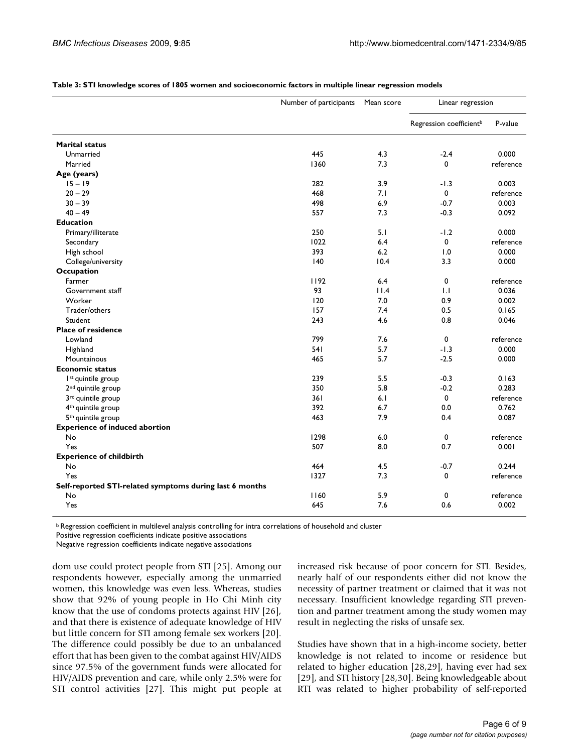**Table 3: STI knowledge scores of 1805 women and socioeconomic factors in multiple linear regression models**

| | Number of participants | Mean score | Linear regression | |
|---|---|---|---|---|
| | | | Regression coefficient[b] | P-value |
| **Marital status** | | | | |
| Unmarried | 445 | 4.3 | -2.4 | 0.000 |
| Married | 1360 | 7.3 | 0 | reference |
| **Age (years)** | | | | |
| 15 – 19 | 282 | 3.9 | -1.3 | 0.003 |
| 20 – 29 | 468 | 7.1 | 0 | reference |
| 30 – 39 | 498 | 6.9 | -0.7 | 0.003 |
| 40 – 49 | 557 | 7.3 | -0.3 | 0.092 |
| **Education** | | | | |
| Primary/illiterate | 250 | 5.1 | -1.2 | 0.000 |
| Secondary | 1022 | 6.4 | 0 | reference |
| High school | 393 | 6.2 | 1.0 | 0.000 |
| College/university | 140 | 10.4 | 3.3 | 0.000 |
| **Occupation** | | | | |
| Farmer | 1192 | 6.4 | 0 | reference |
| Government staff | 93 | 11.4 | 1.1 | 0.036 |
| Worker | 120 | 7.0 | 0.9 | 0.002 |
| Trader/others | 157 | 7.4 | 0.5 | 0.165 |
| Student | 243 | 4.6 | 0.8 | 0.046 |
| **Place of residence** | | | | |
| Lowland | 799 | 7.6 | 0 | reference |
| Highland | 541 | 5.7 | -1.3 | 0.000 |
| Mountainous | 465 | 5.7 | -2.5 | 0.000 |
| **Economic status** | | | | |
| 1st quintile group | 239 | 5.5 | -0.3 | 0.163 |
| 2nd quintile group | 350 | 5.8 | -0.2 | 0.283 |
| 3rd quintile group | 361 | 6.1 | 0 | reference |
| 4th quintile group | 392 | 6.7 | 0.0 | 0.762 |
| 5th quintile group | 463 | 7.9 | 0.4 | 0.087 |
| **Experience of induced abortion** | | | | |
| No | 1298 | 6.0 | 0 | reference |
| Yes | 507 | 8.0 | 0.7 | 0.001 |
| **Experience of childbirth** | | | | |
| No | 464 | 4.5 | -0.7 | 0.244 |
| Yes | 1327 | 7.3 | 0 | reference |
| **Self-reported STI-related symptoms during last 6 months** | | | | |
| No | 1160 | 5.9 | 0 | reference |
| Yes | 645 | 7.6 | 0.6 | 0.002 |

[b] Regression coefficient in multilevel analysis controlling for intra correlations of household and cluster
Positive regression coefficients indicate positive associations
Negative regression coefficients indicate negative associations

dom use could protect people from STI [25]. Among our respondents however, especially among the unmarried women, this knowledge was even less. Whereas, studies show that 92% of young people in Ho Chi Minh city know that the use of condoms protects against HIV [26], and that there is existence of adequate knowledge of HIV but little concern for STI among female sex workers [20]. The difference could possibly be due to an unbalanced effort that has been given to the combat against HIV/AIDS since 97.5% of the government funds were allocated for HIV/AIDS prevention and care, while only 2.5% were for STI control activities [27]. This might put people at increased risk because of poor concern for STI. Besides, nearly half of our respondents either did not know the necessity of partner treatment or claimed that it was not necessary. Insufficient knowledge regarding STI prevention and partner treatment among the study women may result in neglecting the risks of unsafe sex.

Studies have shown that in a high-income society, better knowledge is not related to income or residence but related to higher education [28,29], having ever had sex [29], and STI history [28,30]. Being knowledgeable about RTI was related to higher probability of self-reported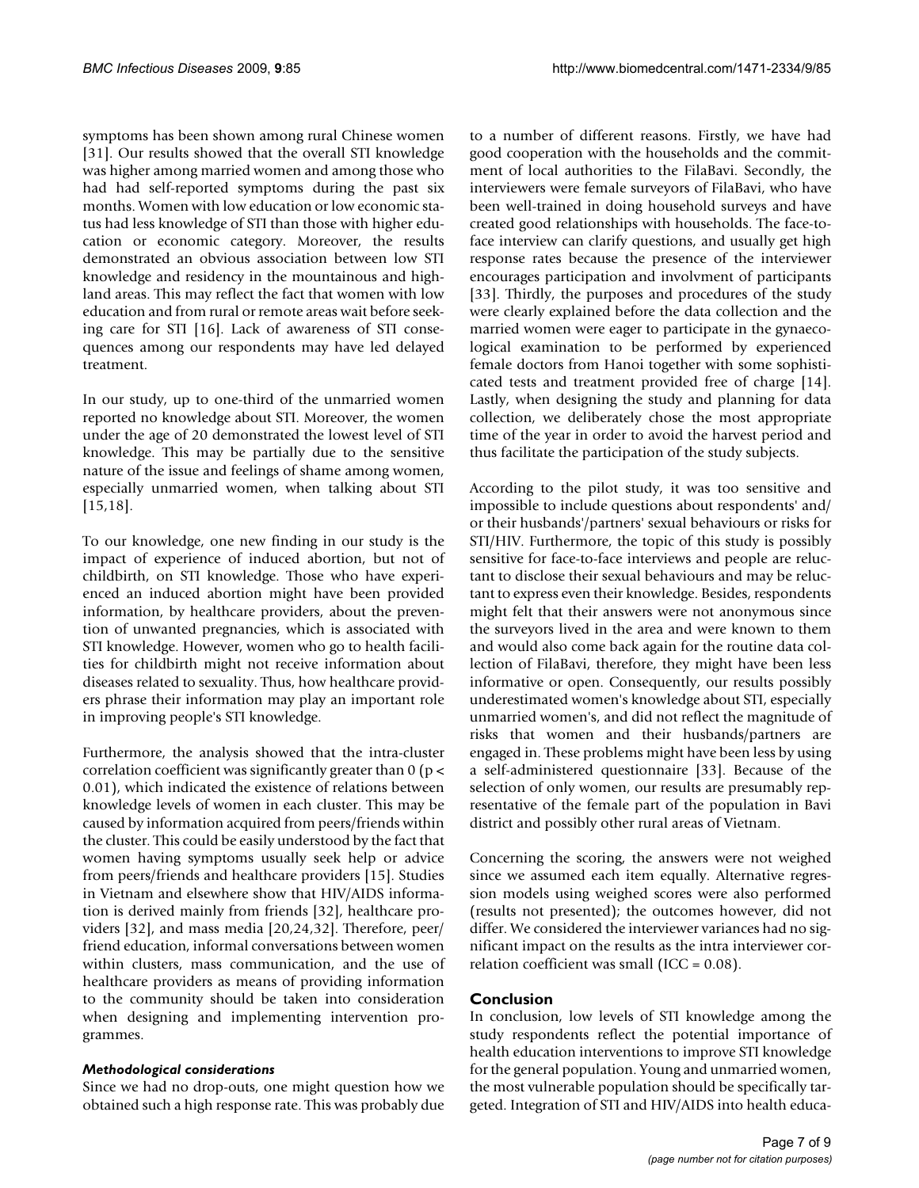symptoms has been shown among rural Chinese women [31]. Our results showed that the overall STI knowledge was higher among married women and among those who had had self-reported symptoms during the past six months. Women with low education or low economic status had less knowledge of STI than those with higher education or economic category. Moreover, the results demonstrated an obvious association between low STI knowledge and residency in the mountainous and highland areas. This may reflect the fact that women with low education and from rural or remote areas wait before seeking care for STI [16]. Lack of awareness of STI consequences among our respondents may have led delayed treatment.

In our study, up to one-third of the unmarried women reported no knowledge about STI. Moreover, the women under the age of 20 demonstrated the lowest level of STI knowledge. This may be partially due to the sensitive nature of the issue and feelings of shame among women, especially unmarried women, when talking about STI [15,18].

To our knowledge, one new finding in our study is the impact of experience of induced abortion, but not of childbirth, on STI knowledge. Those who have experienced an induced abortion might have been provided information, by healthcare providers, about the prevention of unwanted pregnancies, which is associated with STI knowledge. However, women who go to health facilities for childbirth might not receive information about diseases related to sexuality. Thus, how healthcare providers phrase their information may play an important role in improving people's STI knowledge.

Furthermore, the analysis showed that the intra-cluster correlation coefficient was significantly greater than 0 ($p < 0.01$), which indicated the existence of relations between knowledge levels of women in each cluster. This may be caused by information acquired from peers/friends within the cluster. This could be easily understood by the fact that women having symptoms usually seek help or advice from peers/friends and healthcare providers [15]. Studies in Vietnam and elsewhere show that HIV/AIDS information is derived mainly from friends [32], healthcare providers [32], and mass media [20,24,32]. Therefore, peer/friend education, informal conversations between women within clusters, mass communication, and the use of healthcare providers as means of providing information to the community should be taken into consideration when designing and implementing intervention programmes.

### *Methodological considerations*

Since we had no drop-outs, one might question how we obtained such a high response rate. This was probably due to a number of different reasons. Firstly, we have had good cooperation with the households and the commitment of local authorities to the FilaBavi. Secondly, the interviewers were female surveyors of FilaBavi, who have been well-trained in doing household surveys and have created good relationships with households. The face-to-face interview can clarify questions, and usually get high response rates because the presence of the interviewer encourages participation and involvment of participants [33]. Thirdly, the purposes and procedures of the study were clearly explained before the data collection and the married women were eager to participate in the gynaecological examination to be performed by experienced female doctors from Hanoi together with some sophisticated tests and treatment provided free of charge [14]. Lastly, when designing the study and planning for data collection, we deliberately chose the most appropriate time of the year in order to avoid the harvest period and thus facilitate the participation of the study subjects.

According to the pilot study, it was too sensitive and impossible to include questions about respondents' and/or their husbands'/partners' sexual behaviours or risks for STI/HIV. Furthermore, the topic of this study is possibly sensitive for face-to-face interviews and people are reluctant to disclose their sexual behaviours and may be reluctant to express even their knowledge. Besides, respondents might felt that their answers were not anonymous since the surveyors lived in the area and were known to them and would also come back again for the routine data collection of FilaBavi, therefore, they might have been less informative or open. Consequently, our results possibly underestimated women's knowledge about STI, especially unmarried women's, and did not reflect the magnitude of risks that women and their husbands/partners are engaged in. These problems might have been less by using a self-administered questionnaire [33]. Because of the selection of only women, our results are presumably representative of the female part of the population in Bavi district and possibly other rural areas of Vietnam.

Concerning the scoring, the answers were not weighed since we assumed each item equally. Alternative regression models using weighed scores were also performed (results not presented); the outcomes however, did not differ. We considered the interviewer variances had no significant impact on the results as the intra interviewer correlation coefficient was small (ICC = 0.08).

## Conclusion

In conclusion, low levels of STI knowledge among the study respondents reflect the potential importance of health education interventions to improve STI knowledge for the general population. Young and unmarried women, the most vulnerable population should be specifically targeted. Integration of STI and HIV/AIDS into health educa-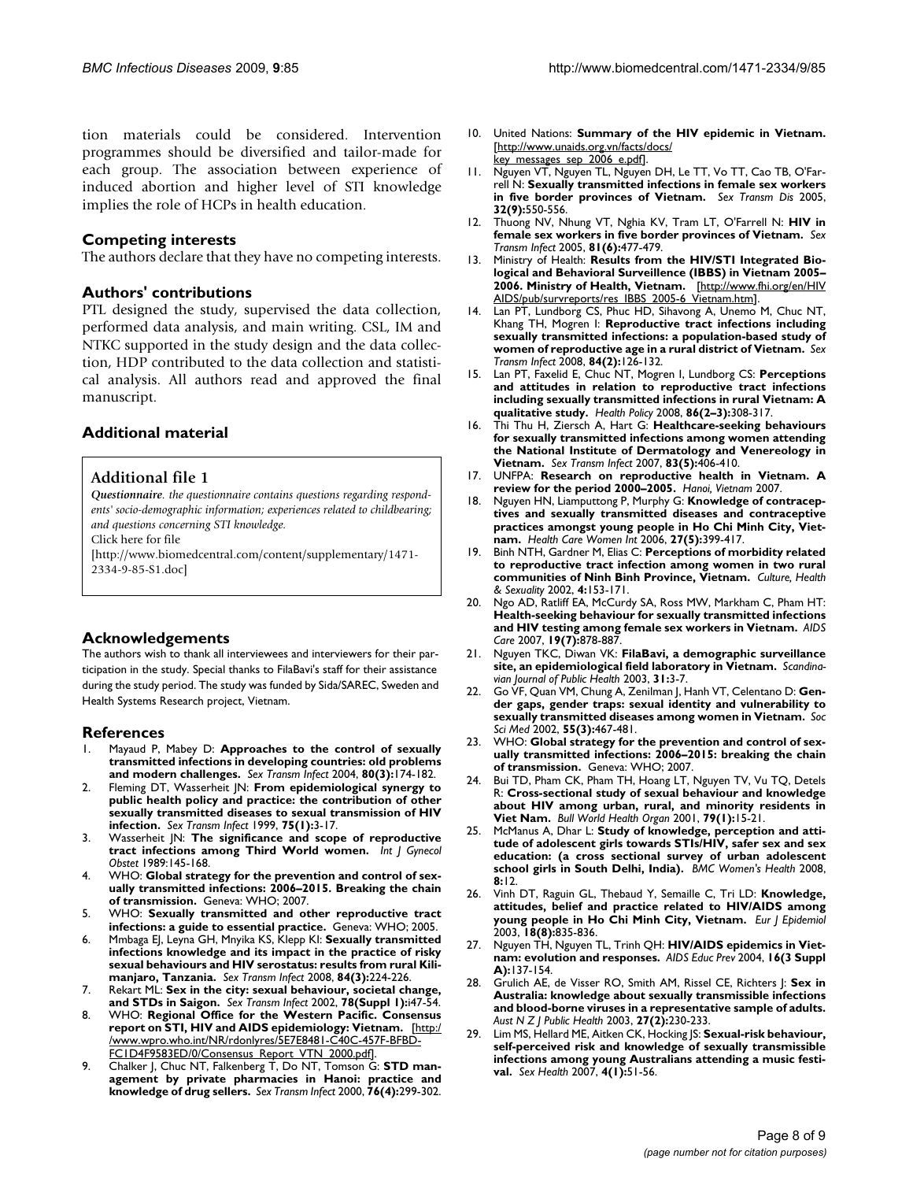tion materials could be considered. Intervention programmes should be diversified and tailor-made for each group. The association between experience of induced abortion and higher level of STI knowledge implies the role of HCPs in health education.

## Competing interests

The authors declare that they have no competing interests.

## Authors' contributions

PTL designed the study, supervised the data collection, performed data analysis, and main writing. CSL, IM and NTKC supported in the study design and the data collection, HDP contributed to the data collection and statistical analysis. All authors read and approved the final manuscript.

## Additional material

### Additional file 1

***Questionnaire**. the questionnaire contains questions regarding respondents' socio-demographic information; experiences related to childbearing; and questions concerning STI knowledge.*
Click here for file
[http://www.biomedcentral.com/content/supplementary/1471-2334-9-85-S1.doc]

## Acknowledgements

The authors wish to thank all interviewees and interviewers for their participation in the study. Special thanks to FilaBavi's staff for their assistance during the study period. The study was funded by Sida/SAREC, Sweden and Health Systems Research project, Vietnam.

## References

1. Mayaud P, Mabey D: **Approaches to the control of sexually transmitted infections in developing countries: old problems and modern challenges.** *Sex Transm Infect* 2004, **80(3)**:174-182.
2. Fleming DT, Wasserheit JN: **From epidemiological synergy to public health policy and practice: the contribution of other sexually transmitted diseases to sexual transmission of HIV infection.** *Sex Transm Infect* 1999, **75(1)**:3-17.
3. Wasserheit JN: **The significance and scope of reproductive tract infections among Third World women.** *Int J Gynecol Obstet* 1989:145-168.
4. WHO: **Global strategy for the prevention and control of sexually transmitted infections: 2006–2015. Breaking the chain of transmission.** Geneva: WHO; 2007.
5. WHO: **Sexually transmitted and other reproductive tract infections: a guide to essential practice.** Geneva: WHO; 2005.
6. Mmbaga EJ, Leyna GH, Mnyika KS, Klepp KI: **Sexually transmitted infections knowledge and its impact in the practice of risky sexual behaviours and HIV serostatus: results from rural Kilimanjaro, Tanzania.** *Sex Transm Infect* 2008, **84(3)**:224-226.
7. Rekart ML: **Sex in the city: sexual behaviour, societal change, and STDs in Saigon.** *Sex Transm Infect* 2002, **78(Suppl 1)**:i47-54.
8. WHO: **Regional Office for the Western Pacific. Consensus report on STI, HIV and AIDS epidemiology: Vietnam.** [http://www.wpro.who.int/NR/rdonlyres/5E7E8481-C40C-457F-BFBD-FC1D4F9583ED/0/Consensus_Report_VTN_2000.pdf].
9. Chalker J, Chuc NT, Falkenberg T, Do NT, Tomson G: **STD management by private pharmacies in Hanoi: practice and knowledge of drug sellers.** *Sex Transm Infect* 2000, **76(4)**:299-302.
10. United Nations: **Summary of the HIV epidemic in Vietnam.** [http://www.unaids.org.vn/facts/docs/key_messages_sep_2006_e.pdf].
11. Nguyen VT, Nguyen TL, Nguyen DH, Le TT, Vo TT, Cao TB, O'Farrell N: **Sexually transmitted infections in female sex workers in five border provinces of Vietnam.** *Sex Transm Dis* 2005, **32(9)**:550-556.
12. Thuong NV, Nhung VT, Nghia KV, Tram LT, O'Farrell N: **HIV in female sex workers in five border provinces of Vietnam.** *Sex Transm Infect* 2005, **81(6)**:477-479.
13. Ministry of Health: **Results from the HIV/STI Integrated Biological and Behavioral Surveillence (IBBS) in Vietnam 2005–2006. Ministry of Health, Vietnam.** [http://www.fhi.org/en/HIVAIDS/pub/survreports/res_IBBS_2005-6_Vietnam.htm].
14. Lan PT, Lundborg CS, Phuc HD, Sihavong A, Unemo M, Chuc NT, Khang TH, Mogren I: **Reproductive tract infections including sexually transmitted infections: a population-based study of women of reproductive age in a rural district of Vietnam.** *Sex Transm Infect* 2008, **84(2)**:126-132.
15. Lan PT, Faxelid E, Chuc NT, Mogren I, Lundborg CS: **Perceptions and attitudes in relation to reproductive tract infections including sexually transmitted infections in rural Vietnam: A qualitative study.** *Health Policy* 2008, **86(2–3)**:308-317.
16. Thi Thu H, Ziersch A, Hart G: **Healthcare-seeking behaviours for sexually transmitted infections among women attending the National Institute of Dermatology and Venereology in Vietnam.** *Sex Transm Infect* 2007, **83(5)**:406-410.
17. UNFPA: **Research on reproductive health in Vietnam. A review for the period 2000–2005.** *Hanoi, Vietnam* 2007.
18. Nguyen HN, Liamputtong P, Murphy G: **Knowledge of contraceptives and sexually transmitted diseases and contraceptive practices amongst young people in Ho Chi Minh City, Vietnam.** *Health Care Women Int* 2006, **27(5)**:399-417.
19. Binh NTH, Gardner M, Elias C: **Perceptions of morbidity related to reproductive tract infection among women in two rural communities of Ninh Binh Province, Vietnam.** *Culture, Health & Sexuality* 2002, **4**:153-171.
20. Ngo AD, Ratliff EA, McCurdy SA, Ross MW, Markham C, Pham HT: **Health-seeking behaviour for sexually transmitted infections and HIV testing among female sex workers in Vietnam.** *AIDS Care* 2007, **19(7)**:878-887.
21. Nguyen TKC, Diwan VK: **FilaBavi, a demographic surveillance site, an epidemiological field laboratory in Vietnam.** *Scandinavian Journal of Public Health* 2003, **31**:3-7.
22. Go VF, Quan VM, Chung A, Zenilman J, Hanh VT, Celentano D: **Gender gaps, gender traps: sexual identity and vulnerability to sexually transmitted diseases among women in Vietnam.** *Soc Sci Med* 2002, **55(3)**:467-481.
23. WHO: **Global strategy for the prevention and control of sexually transmitted infections: 2006–2015: breaking the chain of transmission.** Geneva: WHO; 2007.
24. Bui TD, Pham CK, Pham TH, Hoang LT, Nguyen TV, Vu TQ, Detels R: **Cross-sectional study of sexual behaviour and knowledge about HIV among urban, rural, and minority residents in Viet Nam.** *Bull World Health Organ* 2001, **79(1)**:15-21.
25. McManus A, Dhar L: **Study of knowledge, perception and attitude of adolescent girls towards STIs/HIV, safer sex and sex education: (a cross sectional survey of urban adolescent school girls in South Delhi, India).** *BMC Women's Health* 2008, **8**:12.
26. Vinh DT, Raguin GL, Thebaud Y, Semaille C, Tri LD: **Knowledge, attitudes, belief and practice related to HIV/AIDS among young people in Ho Chi Minh City, Vietnam.** *Eur J Epidemiol* 2003, **18(8)**:835-836.
27. Nguyen TH, Nguyen TL, Trinh QH: **HIV/AIDS epidemics in Vietnam: evolution and responses.** *AIDS Educ Prev* 2004, **16(3 Suppl A)**:137-154.
28. Grulich AE, de Visser RO, Smith AM, Rissel CE, Richters J: **Sex in Australia: knowledge about sexually transmissible infections and blood-borne viruses in a representative sample of adults.** *Aust N Z J Public Health* 2003, **27(2)**:230-233.
29. Lim MS, Hellard ME, Aitken CK, Hocking JS: **Sexual-risk behaviour, self-perceived risk and knowledge of sexually transmissible infections among young Australians attending a music festival.** *Sex Health* 2007, **4(1)**:51-56.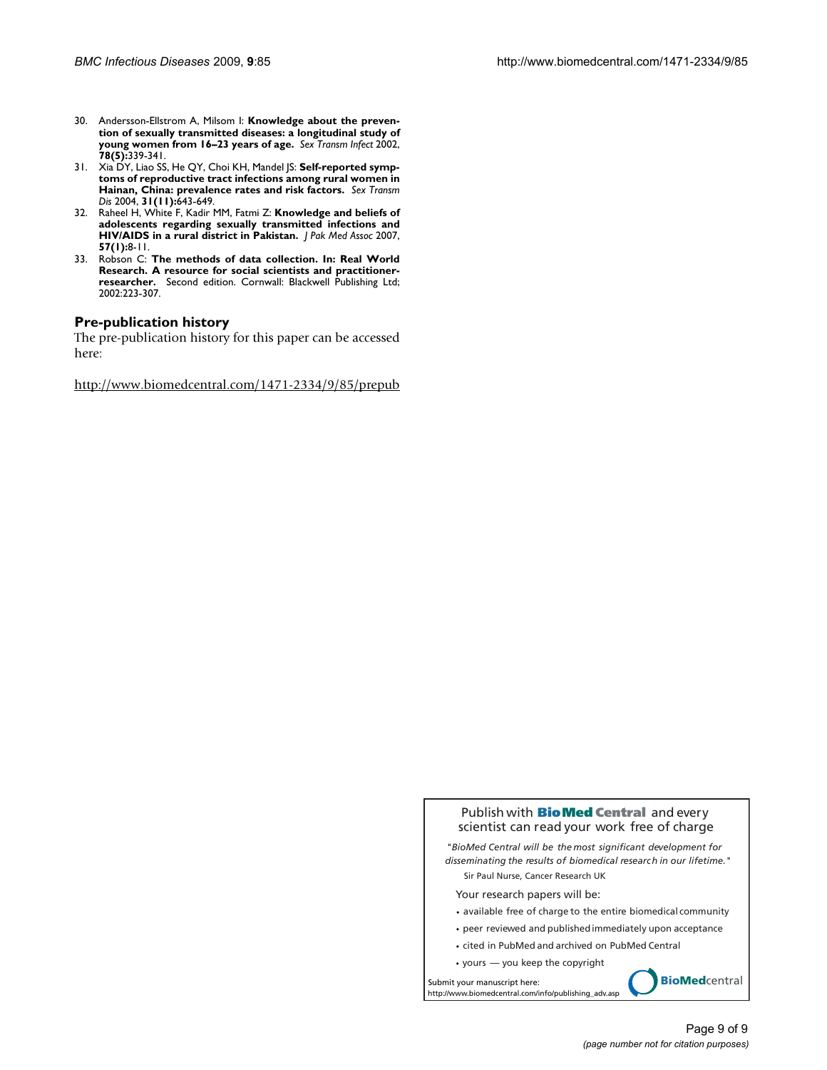30. Andersson-Ellstrom A, Milsom I: **Knowledge about the prevention of sexually transmitted diseases: a longitudinal study of young women from 16–23 years of age.** *Sex Transm Infect* 2002, **78(5):**339-341.
31. Xia DY, Liao SS, He QY, Choi KH, Mandel JS: **Self-reported symptoms of reproductive tract infections among rural women in Hainan, China: prevalence rates and risk factors.** *Sex Transm Dis* 2004, **31(11):**643-649.
32. Raheel H, White F, Kadir MM, Fatmi Z: **Knowledge and beliefs of adolescents regarding sexually transmitted infections and HIV/AIDS in a rural district in Pakistan.** *J Pak Med Assoc* 2007, **57(1):**8-11.
33. Robson C: **The methods of data collection. In: Real World Research. A resource for social scientists and practitioner-researcher.** Second edition. Cornwall: Blackwell Publishing Ltd; 2002:223-307.

## Pre-publication history

The pre-publication history for this paper can be accessed here:

http://www.biomedcentral.com/1471-2334/9/85/prepub

Publish with **BioMed Central** and every scientist can read your work free of charge

*"BioMed Central will be the most significant development for disseminating the results of biomedical research in our lifetime."*

Sir Paul Nurse, Cancer Research UK

Your research papers will be:

- available free of charge to the entire biomedical community
- peer reviewed and published immediately upon acceptance
- cited in PubMed and archived on PubMed Central
- yours — you keep the copyright

Submit your manuscript here:
http://www.biomedcentral.com/info/publishing_adv.asp

**BioMed**central